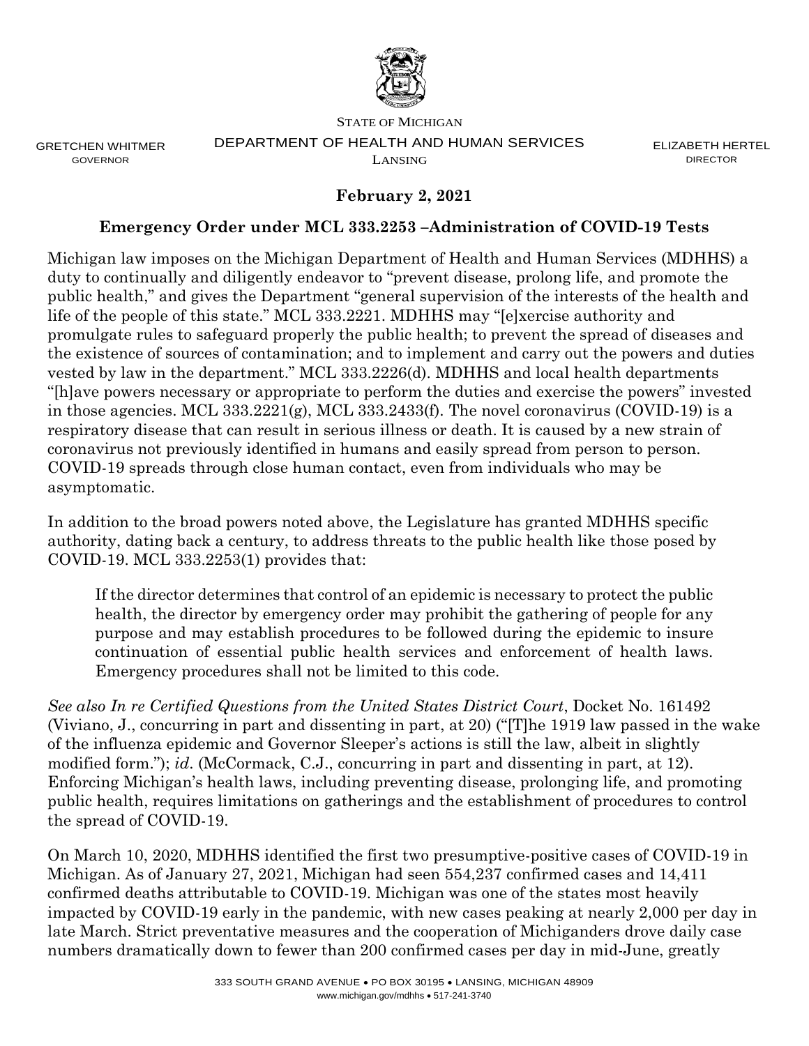STATE OF MICHIGAN

GRETCHEN WHITMER
GOVERNOR

DEPARTMENT OF HEALTH AND HUMAN SERVICES
LANSING

ELIZABETH HERTEL
DIRECTOR

**February 2, 2021**

**Emergency Order under MCL 333.2253 –Administration of COVID-19 Tests**

Michigan law imposes on the Michigan Department of Health and Human Services (MDHHS) a duty to continually and diligently endeavor to "prevent disease, prolong life, and promote the public health," and gives the Department "general supervision of the interests of the health and life of the people of this state." MCL 333.2221. MDHHS may "[e]xercise authority and promulgate rules to safeguard properly the public health; to prevent the spread of diseases and the existence of sources of contamination; and to implement and carry out the powers and duties vested by law in the department." MCL 333.2226(d). MDHHS and local health departments "[h]ave powers necessary or appropriate to perform the duties and exercise the powers" invested in those agencies. MCL 333.2221(g), MCL 333.2433(f). The novel coronavirus (COVID-19) is a respiratory disease that can result in serious illness or death. It is caused by a new strain of coronavirus not previously identified in humans and easily spread from person to person. COVID-19 spreads through close human contact, even from individuals who may be asymptomatic.

In addition to the broad powers noted above, the Legislature has granted MDHHS specific authority, dating back a century, to address threats to the public health like those posed by COVID-19. MCL 333.2253(1) provides that:

> If the director determines that control of an epidemic is necessary to protect the public health, the director by emergency order may prohibit the gathering of people for any purpose and may establish procedures to be followed during the epidemic to insure continuation of essential public health services and enforcement of health laws. Emergency procedures shall not be limited to this code.

*See also In re Certified Questions from the United States District Court*, Docket No. 161492 (Viviano, J., concurring in part and dissenting in part, at 20) ("[T]he 1919 law passed in the wake of the influenza epidemic and Governor Sleeper's actions is still the law, albeit in slightly modified form."); *id*. (McCormack, C.J., concurring in part and dissenting in part, at 12). Enforcing Michigan's health laws, including preventing disease, prolonging life, and promoting public health, requires limitations on gatherings and the establishment of procedures to control the spread of COVID-19.

On March 10, 2020, MDHHS identified the first two presumptive-positive cases of COVID-19 in Michigan. As of January 27, 2021, Michigan had seen 554,237 confirmed cases and 14,411 confirmed deaths attributable to COVID-19. Michigan was one of the states most heavily impacted by COVID-19 early in the pandemic, with new cases peaking at nearly 2,000 per day in late March. Strict preventative measures and the cooperation of Michiganders drove daily case numbers dramatically down to fewer than 200 confirmed cases per day in mid-June, greatly

333 SOUTH GRAND AVENUE • PO BOX 30195 • LANSING, MICHIGAN 48909
www.michigan.gov/mdhhs • 517-241-3740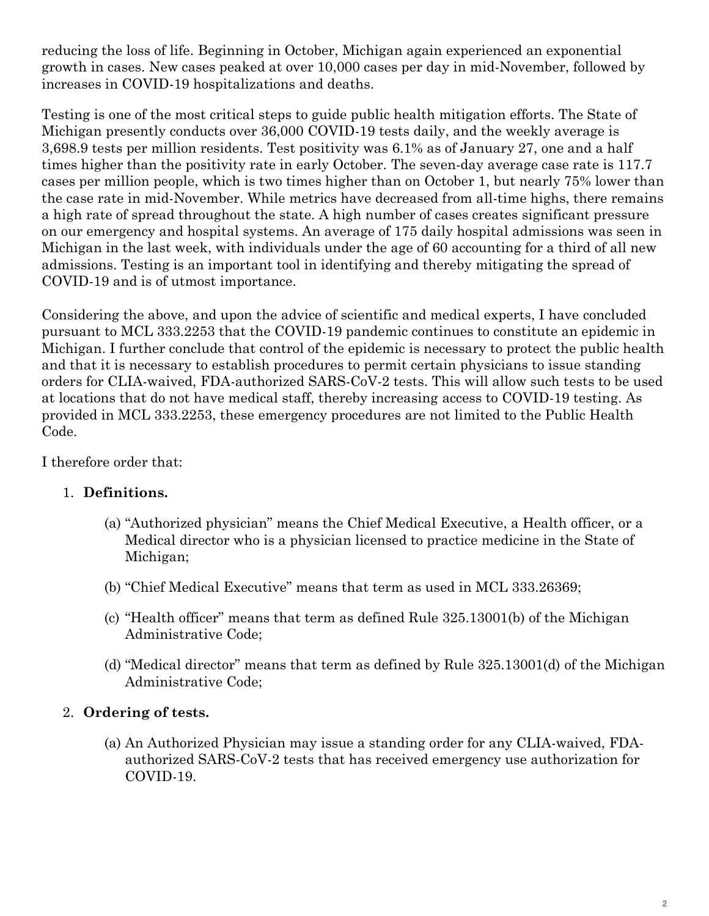reducing the loss of life. Beginning in October, Michigan again experienced an exponential growth in cases. New cases peaked at over 10,000 cases per day in mid-November, followed by increases in COVID-19 hospitalizations and deaths.

Testing is one of the most critical steps to guide public health mitigation efforts. The State of Michigan presently conducts over 36,000 COVID-19 tests daily, and the weekly average is 3,698.9 tests per million residents. Test positivity was 6.1% as of January 27, one and a half times higher than the positivity rate in early October. The seven-day average case rate is 117.7 cases per million people, which is two times higher than on October 1, but nearly 75% lower than the case rate in mid-November. While metrics have decreased from all-time highs, there remains a high rate of spread throughout the state. A high number of cases creates significant pressure on our emergency and hospital systems. An average of 175 daily hospital admissions was seen in Michigan in the last week, with individuals under the age of 60 accounting for a third of all new admissions. Testing is an important tool in identifying and thereby mitigating the spread of COVID-19 and is of utmost importance.

Considering the above, and upon the advice of scientific and medical experts, I have concluded pursuant to MCL 333.2253 that the COVID-19 pandemic continues to constitute an epidemic in Michigan. I further conclude that control of the epidemic is necessary to protect the public health and that it is necessary to establish procedures to permit certain physicians to issue standing orders for CLIA-waived, FDA-authorized SARS-CoV-2 tests. This will allow such tests to be used at locations that do not have medical staff, thereby increasing access to COVID-19 testing. As provided in MCL 333.2253, these emergency procedures are not limited to the Public Health Code.

I therefore order that:

1. **Definitions.**

   (a) "Authorized physician" means the Chief Medical Executive, a Health officer, or a Medical director who is a physician licensed to practice medicine in the State of Michigan;

   (b) "Chief Medical Executive" means that term as used in MCL 333.26369;

   (c) "Health officer" means that term as defined Rule 325.13001(b) of the Michigan Administrative Code;

   (d) "Medical director" means that term as defined by Rule 325.13001(d) of the Michigan Administrative Code;

2. **Ordering of tests.**

   (a) An Authorized Physician may issue a standing order for any CLIA-waived, FDA-authorized SARS-CoV-2 tests that has received emergency use authorization for COVID-19.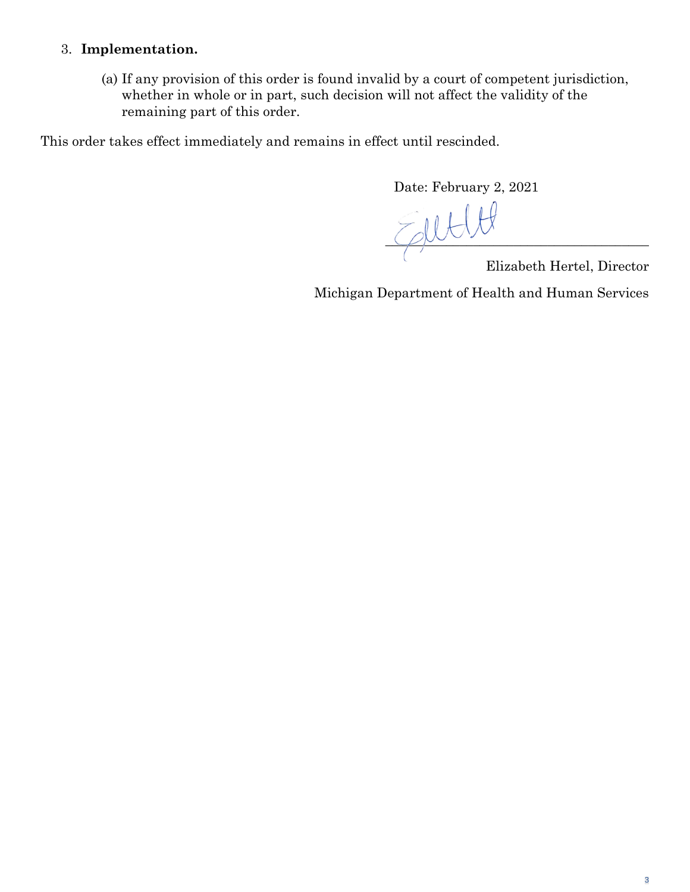3. **Implementation.**

   (a) If any provision of this order is found invalid by a court of competent jurisdiction, whether in whole or in part, such decision will not affect the validity of the remaining part of this order.

This order takes effect immediately and remains in effect until rescinded.

Date: February 2, 2021

\_\_\_\_\_\_\_\_\_\_\_\_\_\_\_\_\_\_\_\_\_\_\_\_\_\_\_\_\_\_\_\_\_\_\_\_\_\_\_\_

Elizabeth Hertel, Director

Michigan Department of Health and Human Services